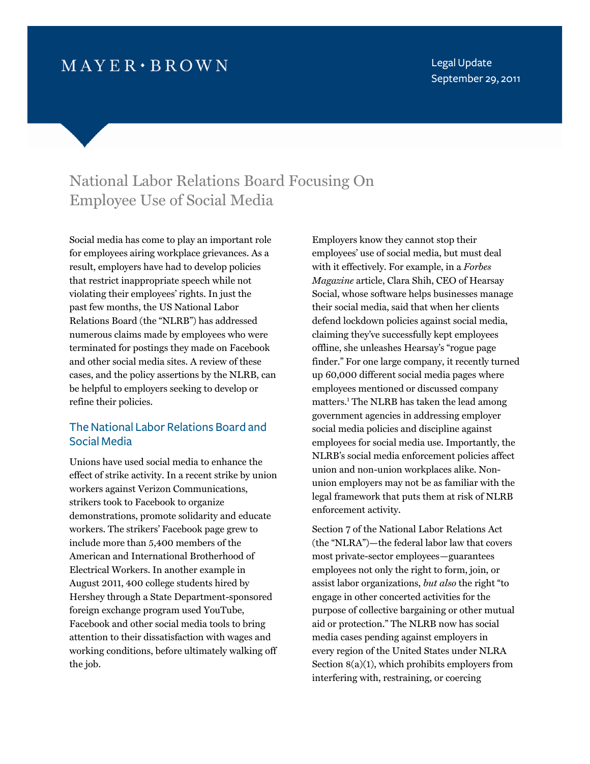MAYER • BROWN

Legal Update
September 29, 2011

# National Labor Relations Board Focusing On Employee Use of Social Media

Social media has come to play an important role for employees airing workplace grievances. As a result, employers have had to develop policies that restrict inappropriate speech while not violating their employees' rights. In just the past few months, the US National Labor Relations Board (the "NLRB") has addressed numerous claims made by employees who were terminated for postings they made on Facebook and other social media sites. A review of these cases, and the policy assertions by the NLRB, can be helpful to employers seeking to develop or refine their policies.

## The National Labor Relations Board and Social Media

Unions have used social media to enhance the effect of strike activity. In a recent strike by union workers against Verizon Communications, strikers took to Facebook to organize demonstrations, promote solidarity and educate workers. The strikers' Facebook page grew to include more than 5,400 members of the American and International Brotherhood of Electrical Workers. In another example in August 2011, 400 college students hired by Hershey through a State Department-sponsored foreign exchange program used YouTube, Facebook and other social media tools to bring attention to their dissatisfaction with wages and working conditions, before ultimately walking off the job.

Employers know they cannot stop their employees' use of social media, but must deal with it effectively. For example, in a *Forbes Magazine* article, Clara Shih, CEO of Hearsay Social, whose software helps businesses manage their social media, said that when her clients defend lockdown policies against social media, claiming they've successfully kept employees offline, she unleashes Hearsay's "rogue page finder." For one large company, it recently turned up 60,000 different social media pages where employees mentioned or discussed company matters.[1] The NLRB has taken the lead among government agencies in addressing employer social media policies and discipline against employees for social media use. Importantly, the NLRB's social media enforcement policies affect union and non-union workplaces alike. Non-union employers may not be as familiar with the legal framework that puts them at risk of NLRB enforcement activity.

Section 7 of the National Labor Relations Act (the "NLRA")—the federal labor law that covers most private-sector employees—guarantees employees not only the right to form, join, or assist labor organizations, *but also* the right "to engage in other concerted activities for the purpose of collective bargaining or other mutual aid or protection." The NLRB now has social media cases pending against employers in every region of the United States under NLRA Section 8(a)(1), which prohibits employers from interfering with, restraining, or coercing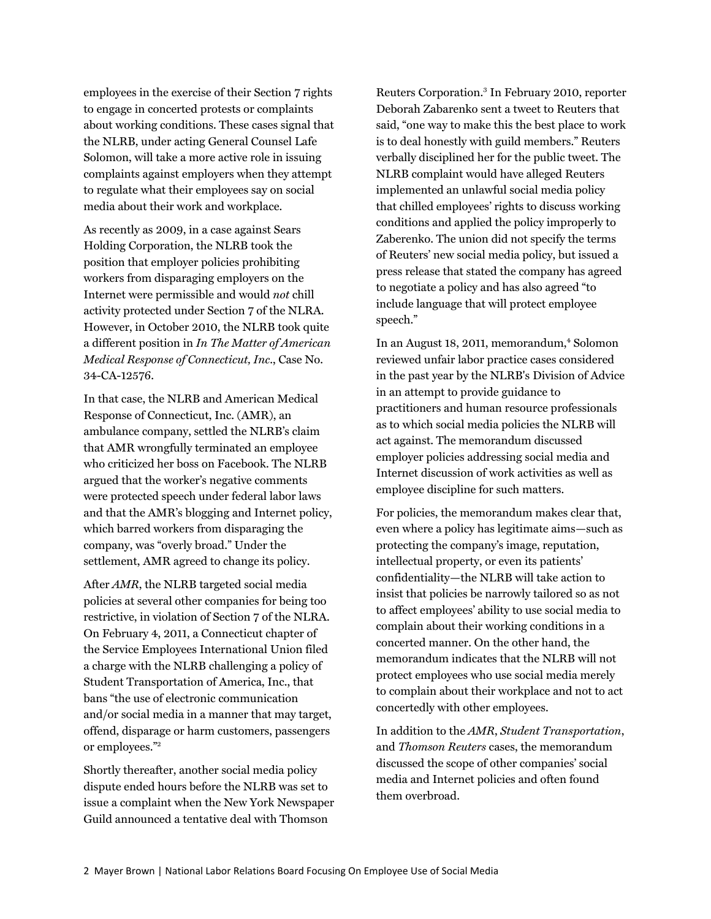employees in the exercise of their Section 7 rights to engage in concerted protests or complaints about working conditions. These cases signal that the NLRB, under acting General Counsel Lafe Solomon, will take a more active role in issuing complaints against employers when they attempt to regulate what their employees say on social media about their work and workplace.

As recently as 2009, in a case against Sears Holding Corporation, the NLRB took the position that employer policies prohibiting workers from disparaging employers on the Internet were permissible and would *not* chill activity protected under Section 7 of the NLRA. However, in October 2010, the NLRB took quite a different position in *In The Matter of American Medical Response of Connecticut, Inc.*, Case No. 34-CA-12576.

In that case, the NLRB and American Medical Response of Connecticut, Inc. (AMR), an ambulance company, settled the NLRB's claim that AMR wrongfully terminated an employee who criticized her boss on Facebook. The NLRB argued that the worker's negative comments were protected speech under federal labor laws and that the AMR's blogging and Internet policy, which barred workers from disparaging the company, was "overly broad." Under the settlement, AMR agreed to change its policy.

After *AMR*, the NLRB targeted social media policies at several other companies for being too restrictive, in violation of Section 7 of the NLRA. On February 4, 2011, a Connecticut chapter of the Service Employees International Union filed a charge with the NLRB challenging a policy of Student Transportation of America, Inc., that bans "the use of electronic communication and/or social media in a manner that may target, offend, disparage or harm customers, passengers or employees."[2]

Shortly thereafter, another social media policy dispute ended hours before the NLRB was set to issue a complaint when the New York Newspaper Guild announced a tentative deal with Thomson Reuters Corporation.[3] In February 2010, reporter Deborah Zabarenko sent a tweet to Reuters that said, "one way to make this the best place to work is to deal honestly with guild members." Reuters verbally disciplined her for the public tweet. The NLRB complaint would have alleged Reuters implemented an unlawful social media policy that chilled employees' rights to discuss working conditions and applied the policy improperly to Zaberenko. The union did not specify the terms of Reuters' new social media policy, but issued a press release that stated the company has agreed to negotiate a policy and has also agreed "to include language that will protect employee speech."

In an August 18, 2011, memorandum,[4] Solomon reviewed unfair labor practice cases considered in the past year by the NLRB's Division of Advice in an attempt to provide guidance to practitioners and human resource professionals as to which social media policies the NLRB will act against. The memorandum discussed employer policies addressing social media and Internet discussion of work activities as well as employee discipline for such matters.

For policies, the memorandum makes clear that, even where a policy has legitimate aims—such as protecting the company's image, reputation, intellectual property, or even its patients' confidentiality—the NLRB will take action to insist that policies be narrowly tailored so as not to affect employees' ability to use social media to complain about their working conditions in a concerted manner. On the other hand, the memorandum indicates that the NLRB will not protect employees who use social media merely to complain about their workplace and not to act concertedly with other employees.

In addition to the *AMR*, *Student Transportation*, and *Thomson Reuters* cases, the memorandum discussed the scope of other companies' social media and Internet policies and often found them overbroad.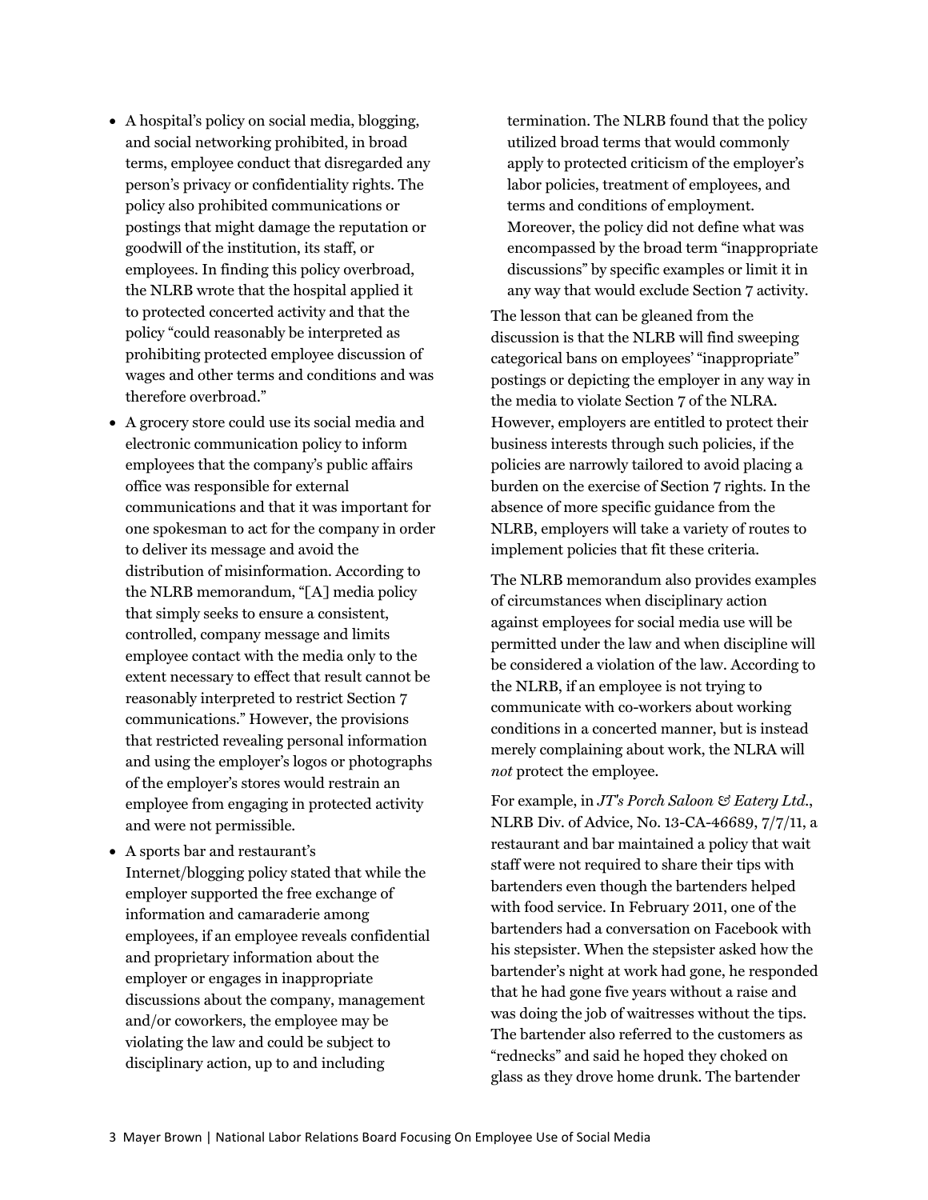- A hospital's policy on social media, blogging, and social networking prohibited, in broad terms, employee conduct that disregarded any person's privacy or confidentiality rights. The policy also prohibited communications or postings that might damage the reputation or goodwill of the institution, its staff, or employees. In finding this policy overbroad, the NLRB wrote that the hospital applied it to protected concerted activity and that the policy "could reasonably be interpreted as prohibiting protected employee discussion of wages and other terms and conditions and was therefore overbroad."
- A grocery store could use its social media and electronic communication policy to inform employees that the company's public affairs office was responsible for external communications and that it was important for one spokesman to act for the company in order to deliver its message and avoid the distribution of misinformation. According to the NLRB memorandum, "[A] media policy that simply seeks to ensure a consistent, controlled, company message and limits employee contact with the media only to the extent necessary to effect that result cannot be reasonably interpreted to restrict Section 7 communications." However, the provisions that restricted revealing personal information and using the employer's logos or photographs of the employer's stores would restrain an employee from engaging in protected activity and were not permissible.
- A sports bar and restaurant's Internet/blogging policy stated that while the employer supported the free exchange of information and camaraderie among employees, if an employee reveals confidential and proprietary information about the employer or engages in inappropriate discussions about the company, management and/or coworkers, the employee may be violating the law and could be subject to disciplinary action, up to and including termination. The NLRB found that the policy utilized broad terms that would commonly apply to protected criticism of the employer's labor policies, treatment of employees, and terms and conditions of employment. Moreover, the policy did not define what was encompassed by the broad term "inappropriate discussions" by specific examples or limit it in any way that would exclude Section 7 activity.

The lesson that can be gleaned from the discussion is that the NLRB will find sweeping categorical bans on employees' "inappropriate" postings or depicting the employer in any way in the media to violate Section 7 of the NLRA. However, employers are entitled to protect their business interests through such policies, if the policies are narrowly tailored to avoid placing a burden on the exercise of Section 7 rights. In the absence of more specific guidance from the NLRB, employers will take a variety of routes to implement policies that fit these criteria.

The NLRB memorandum also provides examples of circumstances when disciplinary action against employees for social media use will be permitted under the law and when discipline will be considered a violation of the law. According to the NLRB, if an employee is not trying to communicate with co-workers about working conditions in a concerted manner, but is instead merely complaining about work, the NLRA will *not* protect the employee.

For example, in *JT's Porch Saloon & Eatery Ltd.*, NLRB Div. of Advice, No. 13-CA-46689, 7/7/11, a restaurant and bar maintained a policy that wait staff were not required to share their tips with bartenders even though the bartenders helped with food service. In February 2011, one of the bartenders had a conversation on Facebook with his stepsister. When the stepsister asked how the bartender's night at work had gone, he responded that he had gone five years without a raise and was doing the job of waitresses without the tips. The bartender also referred to the customers as "rednecks" and said he hoped they choked on glass as they drove home drunk. The bartender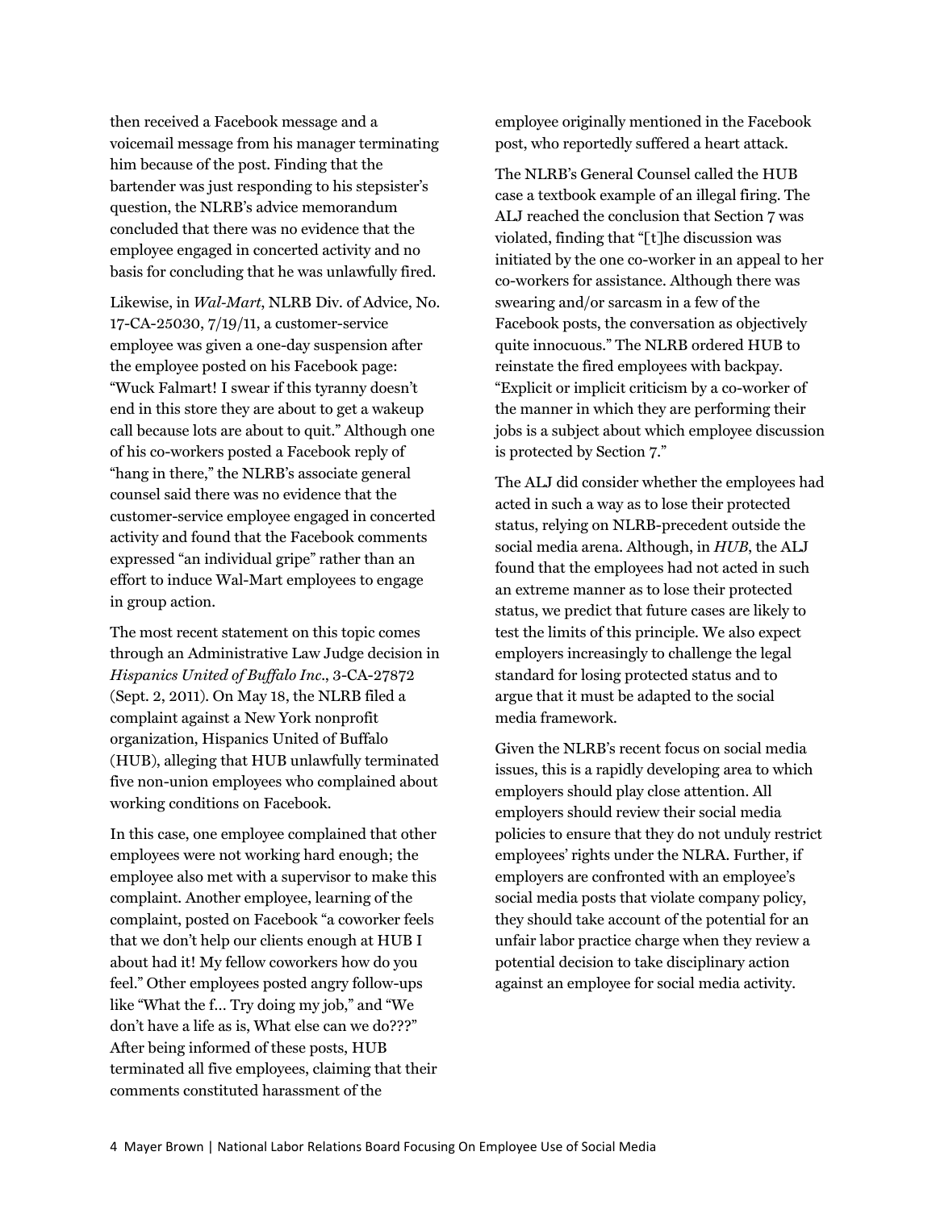then received a Facebook message and a voicemail message from his manager terminating him because of the post. Finding that the bartender was just responding to his stepsister's question, the NLRB's advice memorandum concluded that there was no evidence that the employee engaged in concerted activity and no basis for concluding that he was unlawfully fired.

Likewise, in *Wal-Mart*, NLRB Div. of Advice, No. 17-CA-25030, 7/19/11, a customer-service employee was given a one-day suspension after the employee posted on his Facebook page: "Wuck Falmart! I swear if this tyranny doesn't end in this store they are about to get a wakeup call because lots are about to quit." Although one of his co-workers posted a Facebook reply of "hang in there," the NLRB's associate general counsel said there was no evidence that the customer-service employee engaged in concerted activity and found that the Facebook comments expressed "an individual gripe" rather than an effort to induce Wal-Mart employees to engage in group action.

The most recent statement on this topic comes through an Administrative Law Judge decision in *Hispanics United of Buffalo Inc.*, 3-CA-27872 (Sept. 2, 2011). On May 18, the NLRB filed a complaint against a New York nonprofit organization, Hispanics United of Buffalo (HUB), alleging that HUB unlawfully terminated five non-union employees who complained about working conditions on Facebook.

In this case, one employee complained that other employees were not working hard enough; the employee also met with a supervisor to make this complaint. Another employee, learning of the complaint, posted on Facebook "a coworker feels that we don't help our clients enough at HUB I about had it! My fellow coworkers how do you feel." Other employees posted angry follow-ups like "What the f… Try doing my job," and "We don't have a life as is, What else can we do???" After being informed of these posts, HUB terminated all five employees, claiming that their comments constituted harassment of the employee originally mentioned in the Facebook post, who reportedly suffered a heart attack.

The NLRB's General Counsel called the HUB case a textbook example of an illegal firing. The ALJ reached the conclusion that Section 7 was violated, finding that "[t]he discussion was initiated by the one co-worker in an appeal to her co-workers for assistance. Although there was swearing and/or sarcasm in a few of the Facebook posts, the conversation as objectively quite innocuous." The NLRB ordered HUB to reinstate the fired employees with backpay. "Explicit or implicit criticism by a co-worker of the manner in which they are performing their jobs is a subject about which employee discussion is protected by Section 7."

The ALJ did consider whether the employees had acted in such a way as to lose their protected status, relying on NLRB-precedent outside the social media arena. Although, in *HUB*, the ALJ found that the employees had not acted in such an extreme manner as to lose their protected status, we predict that future cases are likely to test the limits of this principle. We also expect employers increasingly to challenge the legal standard for losing protected status and to argue that it must be adapted to the social media framework.

Given the NLRB's recent focus on social media issues, this is a rapidly developing area to which employers should play close attention. All employers should review their social media policies to ensure that they do not unduly restrict employees' rights under the NLRA. Further, if employers are confronted with an employee's social media posts that violate company policy, they should take account of the potential for an unfair labor practice charge when they review a potential decision to take disciplinary action against an employee for social media activity.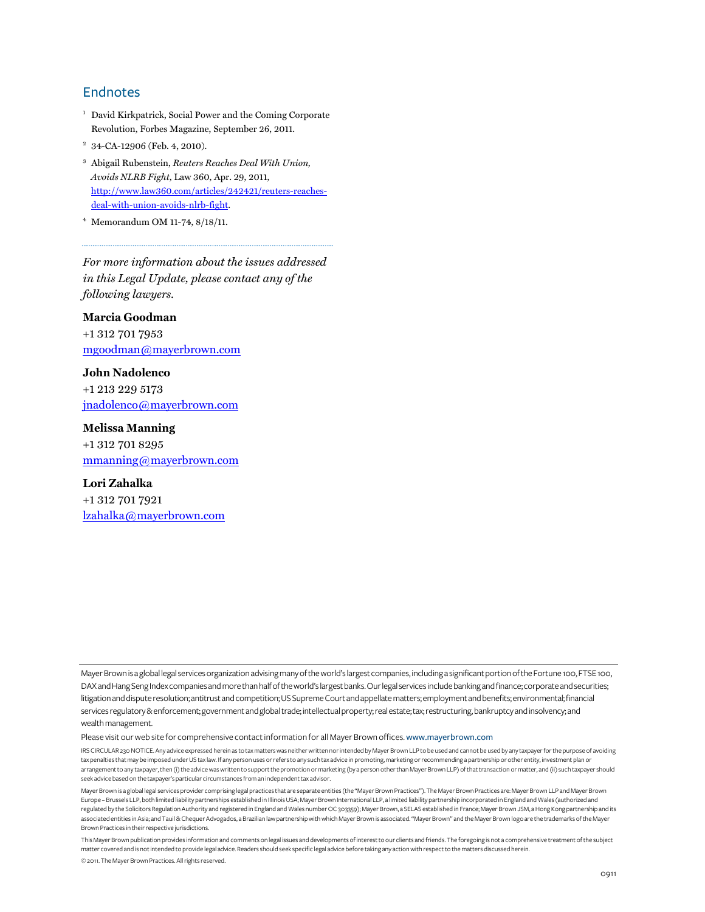## Endnotes

[1] David Kirkpatrick, Social Power and the Coming Corporate Revolution, Forbes Magazine, September 26, 2011.

[2] 34-CA-12906 (Feb. 4, 2010).

[3] Abigail Rubenstein, *Reuters Reaches Deal With Union, Avoids NLRB Fight*, Law 360, Apr. 29, 2011, http://www.law360.com/articles/242421/reuters-reaches-deal-with-union-avoids-nlrb-fight.

[4] Memorandum OM 11-74, 8/18/11.

---

*For more information about the issues addressed in this Legal Update, please contact any of the following lawyers.*

**Marcia Goodman**
+1 312 701 7953
mgoodman@mayerbrown.com

**John Nadolenco**
+1 213 229 5173
jnadolenco@mayerbrown.com

**Melissa Manning**
+1 312 701 8295
mmanning@mayerbrown.com

**Lori Zahalka**
+1 312 701 7921
lzahalka@mayerbrown.com

---

Mayer Brown is a global legal services organization advising many of the world's largest companies, including a significant portion of the Fortune 100, FTSE 100, DAX and Hang Seng Index companies and more than half of the world's largest banks. Our legal services include banking and finance; corporate and securities; litigation and dispute resolution; antitrust and competition; US Supreme Court and appellate matters; employment and benefits; environmental; financial services regulatory & enforcement; government and global trade; intellectual property; real estate; tax; restructuring, bankruptcy and insolvency; and wealth management.

Please visit our web site for comprehensive contact information for all Mayer Brown offices. www.mayerbrown.com

IRS CIRCULAR 230 NOTICE. Any advice expressed herein as to tax matters was neither written nor intended by Mayer Brown LLP to be used and cannot be used by any taxpayer for the purpose of avoiding tax penalties that may be imposed under US tax law. If any person uses or refers to any such tax advice in promoting, marketing or recommending a partnership or other entity, investment plan or arrangement to any taxpayer, then (i) the advice was written to support the promotion or marketing (by a person other than Mayer Brown LLP) of that transaction or matter, and (ii) such taxpayer should seek advice based on the taxpayer's particular circumstances from an independent tax advisor.

Mayer Brown is a global legal services provider comprising legal practices that are separate entities (the "Mayer Brown Practices"). The Mayer Brown Practices are: Mayer Brown LLP and Mayer Brown Europe – Brussels LLP, both limited liability partnerships established in Illinois USA; Mayer Brown International LLP, a limited liability partnership incorporated in England and Wales (authorized and regulated by the Solicitors Regulation Authority and registered in England and Wales number OC 303359); Mayer Brown, a SELAS established in France; Mayer Brown JSM, a Hong Kong partnership and its associated entities in Asia; and Tauil & Chequer Advogados, a Brazilian law partnership with which Mayer Brown is associated. "Mayer Brown" and the Mayer Brown logo are the trademarks of the Mayer Brown Practices in their respective jurisdictions.

This Mayer Brown publication provides information and comments on legal issues and developments of interest to our clients and friends. The foregoing is not a comprehensive treatment of the subject matter covered and is not intended to provide legal advice. Readers should seek specific legal advice before taking any action with respect to the matters discussed herein.

© 2011. The Mayer Brown Practices. All rights reserved.

0911